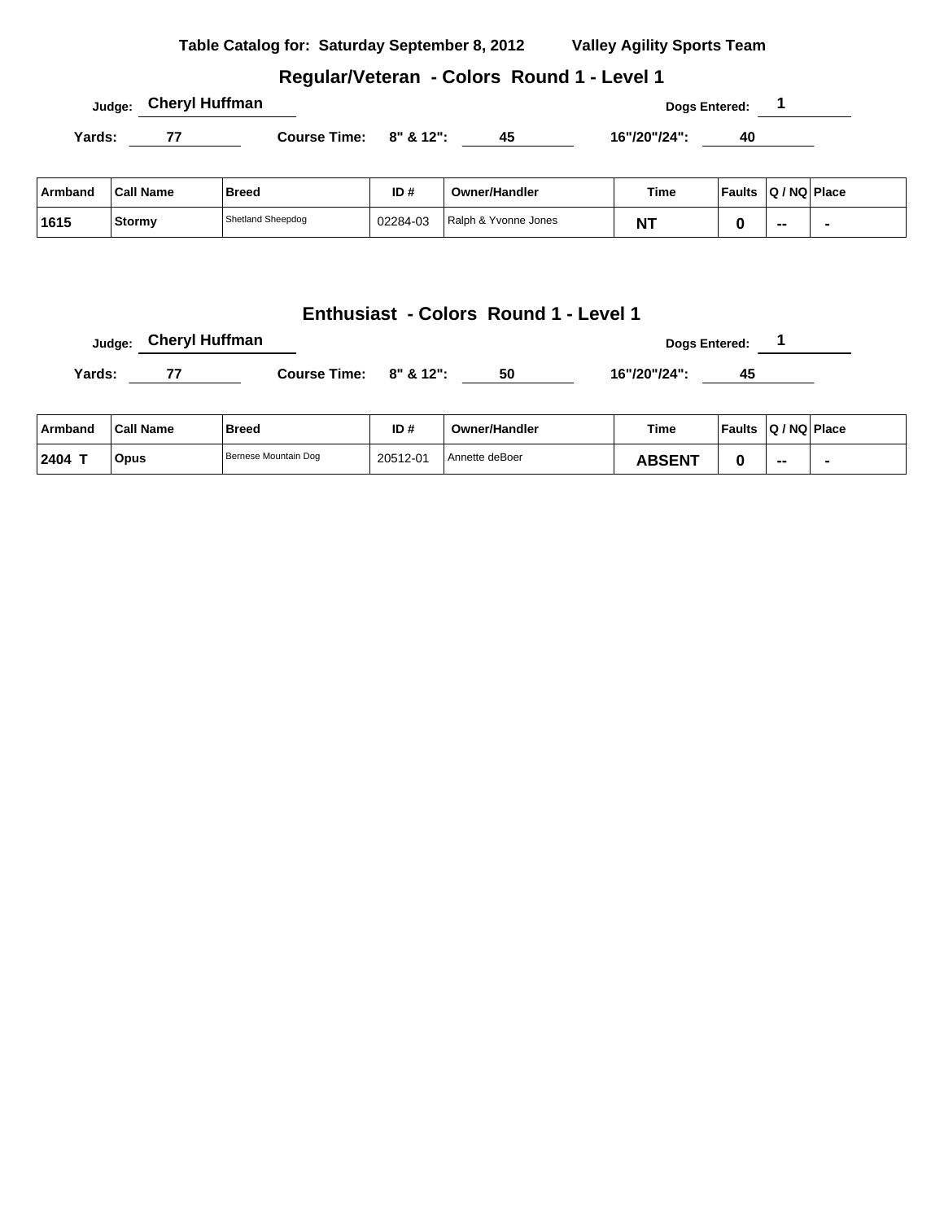**Table Catalog for: Saturday September 8, 2012 Valley Agility Sports Team**

## Regular/Veteran - Colors Round 1 - Level 1

Judge: **Cheryl Huffman** Dogs Entered: **1**

Yards: **77** Course Time: 8" & 12": **45** 16"/20"/24": **40**

| Armband | Call Name | Breed | ID # | Owner/Handler | Time | Faults | Q / NQ | Place |
|---|---|---|---|---|---|---|---|---|
| 1615 | Stormy | Shetland Sheepdog | 02284-03 | Ralph & Yvonne Jones | NT | 0 | -- | - |

## Enthusiast - Colors Round 1 - Level 1

Judge: **Cheryl Huffman** Dogs Entered: **1**

Yards: **77** Course Time: 8" & 12": **50** 16"/20"/24": **45**

| Armband | Call Name | Breed | ID # | Owner/Handler | Time | Faults | Q / NQ | Place |
|---|---|---|---|---|---|---|---|---|
| 2404 T | Opus | Bernese Mountain Dog | 20512-01 | Annette deBoer | ABSENT | 0 | -- | - |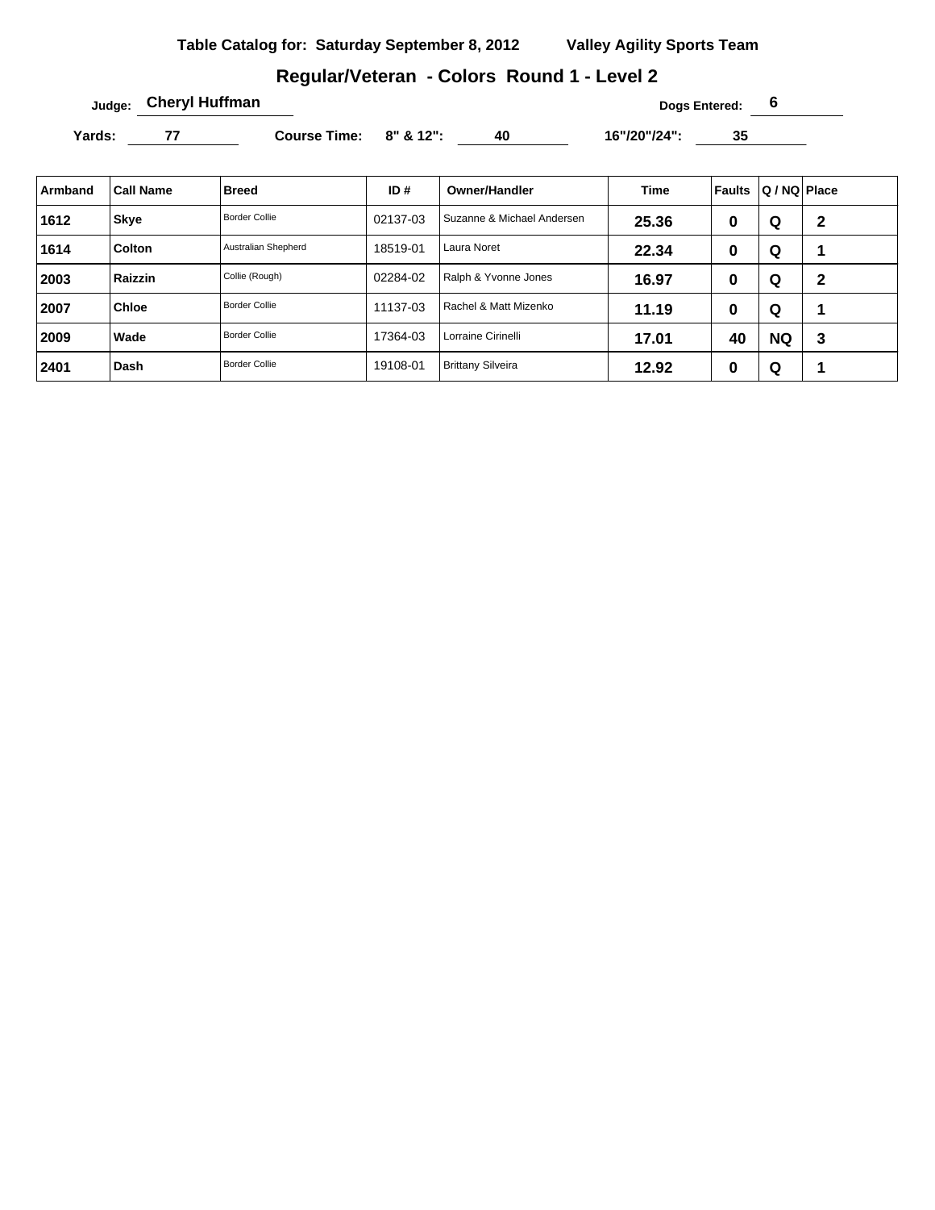**Table Catalog for: Saturday September 8, 2012** **Valley Agility Sports Team**

## Regular/Veteran - Colors Round 1 - Level 2

**Judge:** Cheryl Huffman **Dogs Entered:** 6

**Yards:** 77 **Course Time:** **8" & 12":** 40 **16"/20"/24":** 35

| Armband | Call Name | Breed | ID # | Owner/Handler | Time | Faults | Q / NQ | Place |
|---|---|---|---|---|---|---|---|---|
| 1612 | Skye | Border Collie | 02137-03 | Suzanne & Michael Andersen | 25.36 | 0 | Q | 2 |
| 1614 | Colton | Australian Shepherd | 18519-01 | Laura Noret | 22.34 | 0 | Q | 1 |
| 2003 | Raizzin | Collie (Rough) | 02284-02 | Ralph & Yvonne Jones | 16.97 | 0 | Q | 2 |
| 2007 | Chloe | Border Collie | 11137-03 | Rachel & Matt Mizenko | 11.19 | 0 | Q | 1 |
| 2009 | Wade | Border Collie | 17364-03 | Lorraine Cirinelli | 17.01 | 40 | NQ | 3 |
| 2401 | Dash | Border Collie | 19108-01 | Brittany Silveira | 12.92 | 0 | Q | 1 |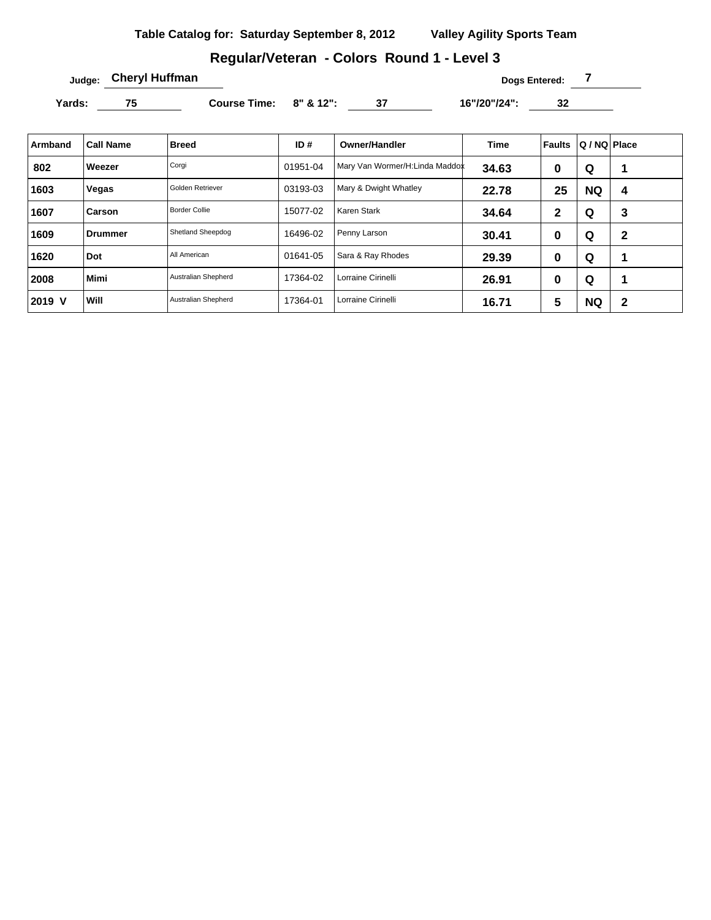**Table Catalog for: Saturday September 8, 2012** **Valley Agility Sports Team**

## Regular/Veteran - Colors Round 1 - Level 3

Judge: **Cheryl Huffman** Dogs Entered: **7**

Yards: **75** Course Time: 8" & 12": **37** 16"/20"/24": **32**

| Armband | Call Name | Breed | ID # | Owner/Handler | Time | Faults | Q / NQ | Place |
|---|---|---|---|---|---|---|---|---|
| 802 | Weezer | Corgi | 01951-04 | Mary Van Wormer/H:Linda Maddox | 34.63 | 0 | Q | 1 |
| 1603 | Vegas | Golden Retriever | 03193-03 | Mary & Dwight Whatley | 22.78 | 25 | NQ | 4 |
| 1607 | Carson | Border Collie | 15077-02 | Karen Stark | 34.64 | 2 | Q | 3 |
| 1609 | Drummer | Shetland Sheepdog | 16496-02 | Penny Larson | 30.41 | 0 | Q | 2 |
| 1620 | Dot | All American | 01641-05 | Sara & Ray Rhodes | 29.39 | 0 | Q | 1 |
| 2008 | Mimi | Australian Shepherd | 17364-02 | Lorraine Cirinelli | 26.91 | 0 | Q | 1 |
| 2019 V | Will | Australian Shepherd | 17364-01 | Lorraine Cirinelli | 16.71 | 5 | NQ | 2 |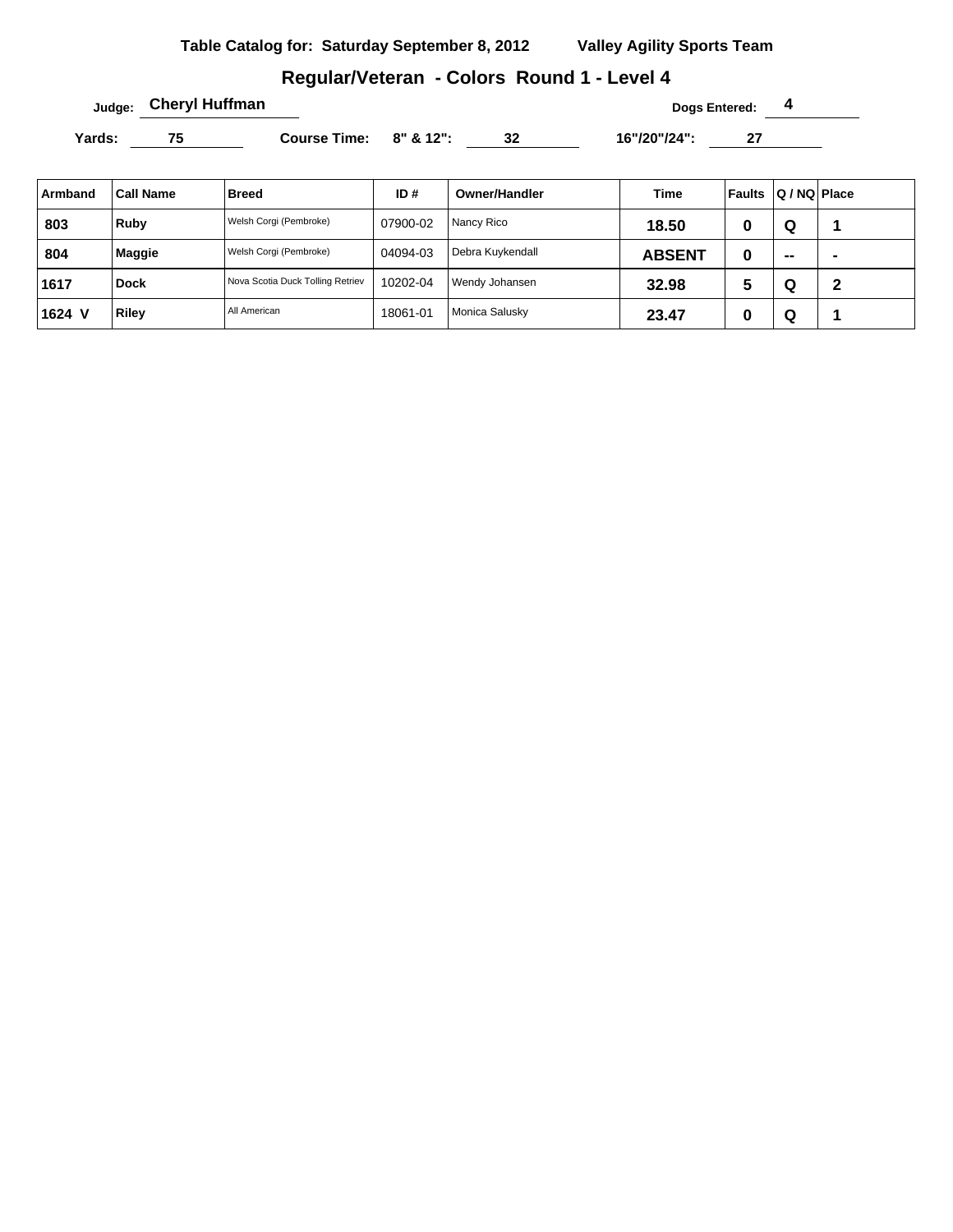**Table Catalog for: Saturday September 8, 2012** **Valley Agility Sports Team**

## Regular/Veteran - Colors Round 1 - Level 4

**Judge:** Cheryl Huffman **Dogs Entered:** 4

**Yards:** 75 **Course Time:** 8" & 12": 32 16"/20"/24": 27

| Armband | Call Name | Breed | ID # | Owner/Handler | Time | Faults | Q / NQ | Place |
|---|---|---|---|---|---|---|---|---|
| 803 | Ruby | Welsh Corgi (Pembroke) | 07900-02 | Nancy Rico | 18.50 | 0 | Q | 1 |
| 804 | Maggie | Welsh Corgi (Pembroke) | 04094-03 | Debra Kuykendall | ABSENT | 0 | -- | - |
| 1617 | Dock | Nova Scotia Duck Tolling Retriev | 10202-04 | Wendy Johansen | 32.98 | 5 | Q | 2 |
| 1624 V | Riley | All American | 18061-01 | Monica Salusky | 23.47 | 0 | Q | 1 |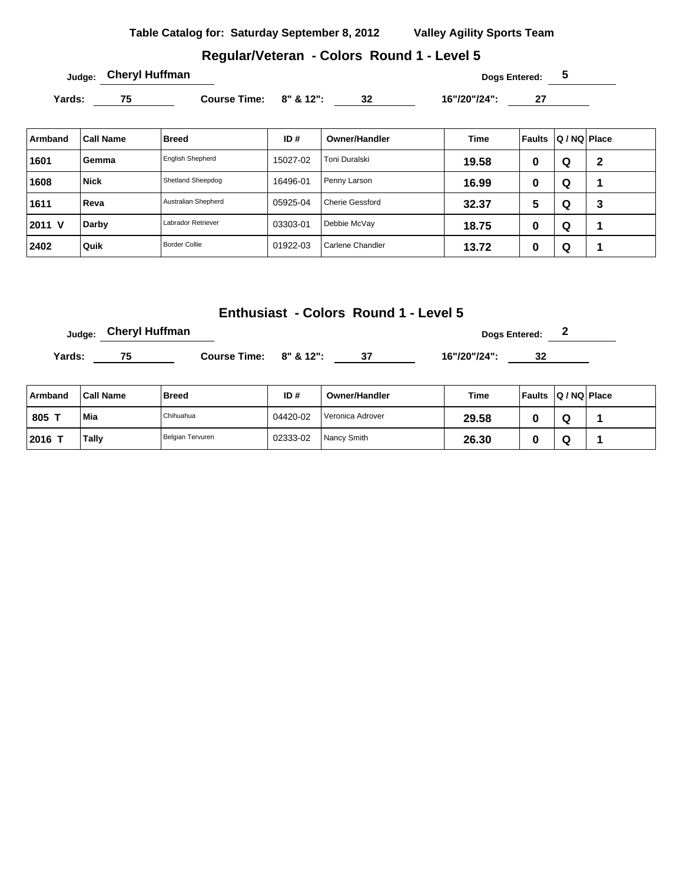**Table Catalog for: Saturday September 8, 2012** **Valley Agility Sports Team**

## Regular/Veteran - Colors Round 1 - Level 5

**Judge:** Cheryl Huffman **Dogs Entered:** 5

**Yards:** 75 **Course Time: 8" & 12":** 32 **16"/20"/24":** 27

| Armband | Call Name | Breed | ID # | Owner/Handler | Time | Faults | Q / NQ | Place |
|---|---|---|---|---|---|---|---|---|
| 1601 | Gemma | English Shepherd | 15027-02 | Toni Duralski | 19.58 | 0 | Q | 2 |
| 1608 | Nick | Shetland Sheepdog | 16496-01 | Penny Larson | 16.99 | 0 | Q | 1 |
| 1611 | Reva | Australian Shepherd | 05925-04 | Cherie Gessford | 32.37 | 5 | Q | 3 |
| 2011 V | Darby | Labrador Retriever | 03303-01 | Debbie McVay | 18.75 | 0 | Q | 1 |
| 2402 | Quik | Border Collie | 01922-03 | Carlene Chandler | 13.72 | 0 | Q | 1 |

## Enthusiast - Colors Round 1 - Level 5

**Judge:** Cheryl Huffman **Dogs Entered:** 2

**Yards:** 75 **Course Time: 8" & 12":** 37 **16"/20"/24":** 32

| Armband | Call Name | Breed | ID # | Owner/Handler | Time | Faults | Q / NQ | Place |
|---|---|---|---|---|---|---|---|---|
| 805 T | Mia | Chihuahua | 04420-02 | Veronica Adrover | 29.58 | 0 | Q | 1 |
| 2016 T | Tally | Belgian Tervuren | 02333-02 | Nancy Smith | 26.30 | 0 | Q | 1 |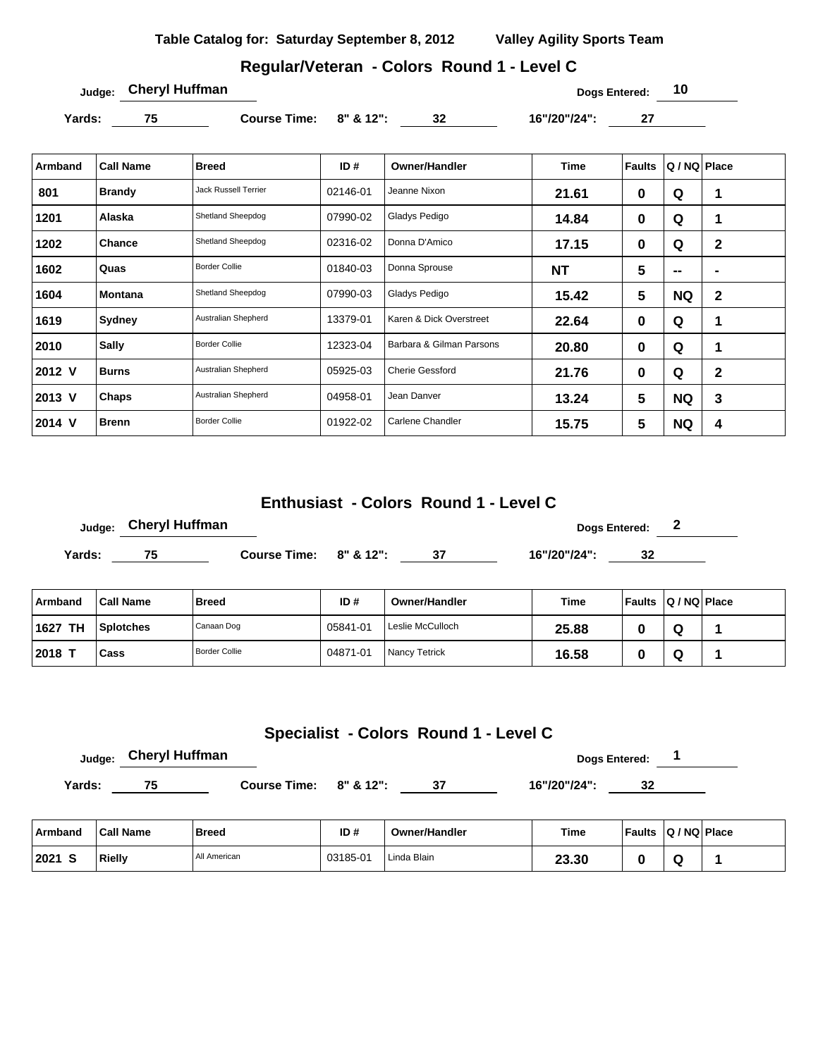**Table Catalog for: Saturday September 8, 2012 Valley Agility Sports Team**

## Regular/Veteran - Colors Round 1 - Level C

Judge: **Cheryl Huffman** Dogs Entered: **10**

Yards: **75** Course Time: 8" & 12": **32** 16"/20"/24": **27**

| Armband | Call Name | Breed | ID # | Owner/Handler | Time | Faults | Q / NQ | Place |
|---|---|---|---|---|---|---|---|---|
| 801 | Brandy | Jack Russell Terrier | 02146-01 | Jeanne Nixon | 21.61 | 0 | Q | 1 |
| 1201 | Alaska | Shetland Sheepdog | 07990-02 | Gladys Pedigo | 14.84 | 0 | Q | 1 |
| 1202 | Chance | Shetland Sheepdog | 02316-02 | Donna D'Amico | 17.15 | 0 | Q | 2 |
| 1602 | Quas | Border Collie | 01840-03 | Donna Sprouse | NT | 5 | -- | - |
| 1604 | Montana | Shetland Sheepdog | 07990-03 | Gladys Pedigo | 15.42 | 5 | NQ | 2 |
| 1619 | Sydney | Australian Shepherd | 13379-01 | Karen & Dick Overstreet | 22.64 | 0 | Q | 1 |
| 2010 | Sally | Border Collie | 12323-04 | Barbara & Gilman Parsons | 20.80 | 0 | Q | 1 |
| 2012 V | Burns | Australian Shepherd | 05925-03 | Cherie Gessford | 21.76 | 0 | Q | 2 |
| 2013 V | Chaps | Australian Shepherd | 04958-01 | Jean Danver | 13.24 | 5 | NQ | 3 |
| 2014 V | Brenn | Border Collie | 01922-02 | Carlene Chandler | 15.75 | 5 | NQ | 4 |

## Enthusiast - Colors Round 1 - Level C

Judge: **Cheryl Huffman** Dogs Entered: **2**

Yards: **75** Course Time: 8" & 12": **37** 16"/20"/24": **32**

| Armband | Call Name | Breed | ID # | Owner/Handler | Time | Faults | Q / NQ | Place |
|---|---|---|---|---|---|---|---|---|
| 1627 TH | Splotches | Canaan Dog | 05841-01 | Leslie McCulloch | 25.88 | 0 | Q | 1 |
| 2018 T | Cass | Border Collie | 04871-01 | Nancy Tetrick | 16.58 | 0 | Q | 1 |

## Specialist - Colors Round 1 - Level C

Judge: **Cheryl Huffman** Dogs Entered: **1**

Yards: **75** Course Time: 8" & 12": **37** 16"/20"/24": **32**

| Armband | Call Name | Breed | ID # | Owner/Handler | Time | Faults | Q / NQ | Place |
|---|---|---|---|---|---|---|---|---|
| 2021 S | Rielly | All American | 03185-01 | Linda Blain | 23.30 | 0 | Q | 1 |